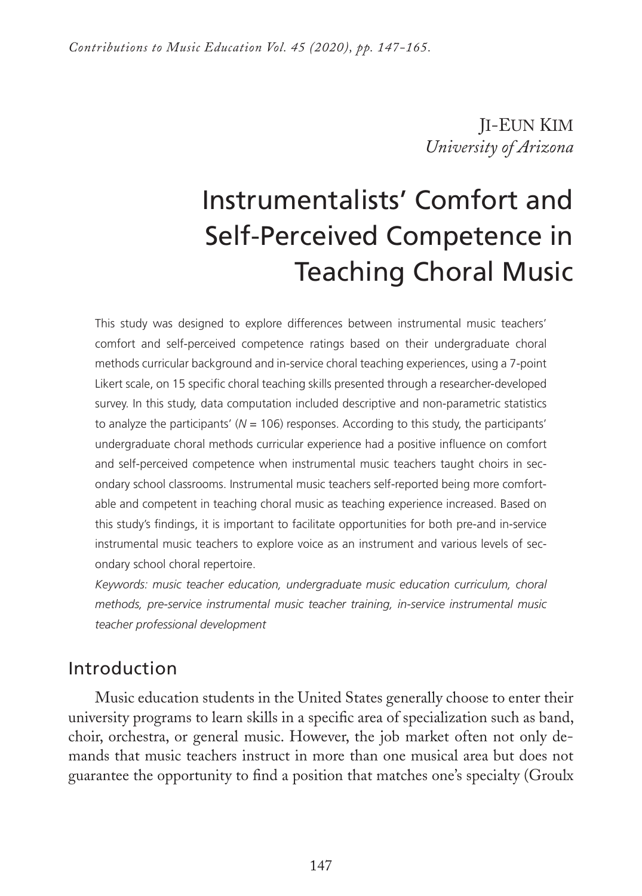Ji-Eun Kim

*University of Arizona*

# Instrumentalists' Comfort and Self-Perceived Competence in Teaching Choral Music

This study was designed to explore differences between instrumental music teachers' comfort and self-perceived competence ratings based on their undergraduate choral methods curricular background and in-service choral teaching experiences, using a 7-point Likert scale, on 15 specific choral teaching skills presented through a researcher-developed survey. In this study, data computation included descriptive and non-parametric statistics to analyze the participants' ($N = 106$) responses. According to this study, the participants' undergraduate choral methods curricular experience had a positive influence on comfort and self-perceived competence when instrumental music teachers taught choirs in secondary school classrooms. Instrumental music teachers self-reported being more comfortable and competent in teaching choral music as teaching experience increased. Based on this study's findings, it is important to facilitate opportunities for both pre-and in-service instrumental music teachers to explore voice as an instrument and various levels of secondary school choral repertoire.

*Keywords: music teacher education, undergraduate music education curriculum, choral methods, pre-service instrumental music teacher training, in-service instrumental music teacher professional development*

## Introduction

Music education students in the United States generally choose to enter their university programs to learn skills in a specific area of specialization such as band, choir, orchestra, or general music. However, the job market often not only demands that music teachers instruct in more than one musical area but does not guarantee the opportunity to find a position that matches one's specialty (Groulx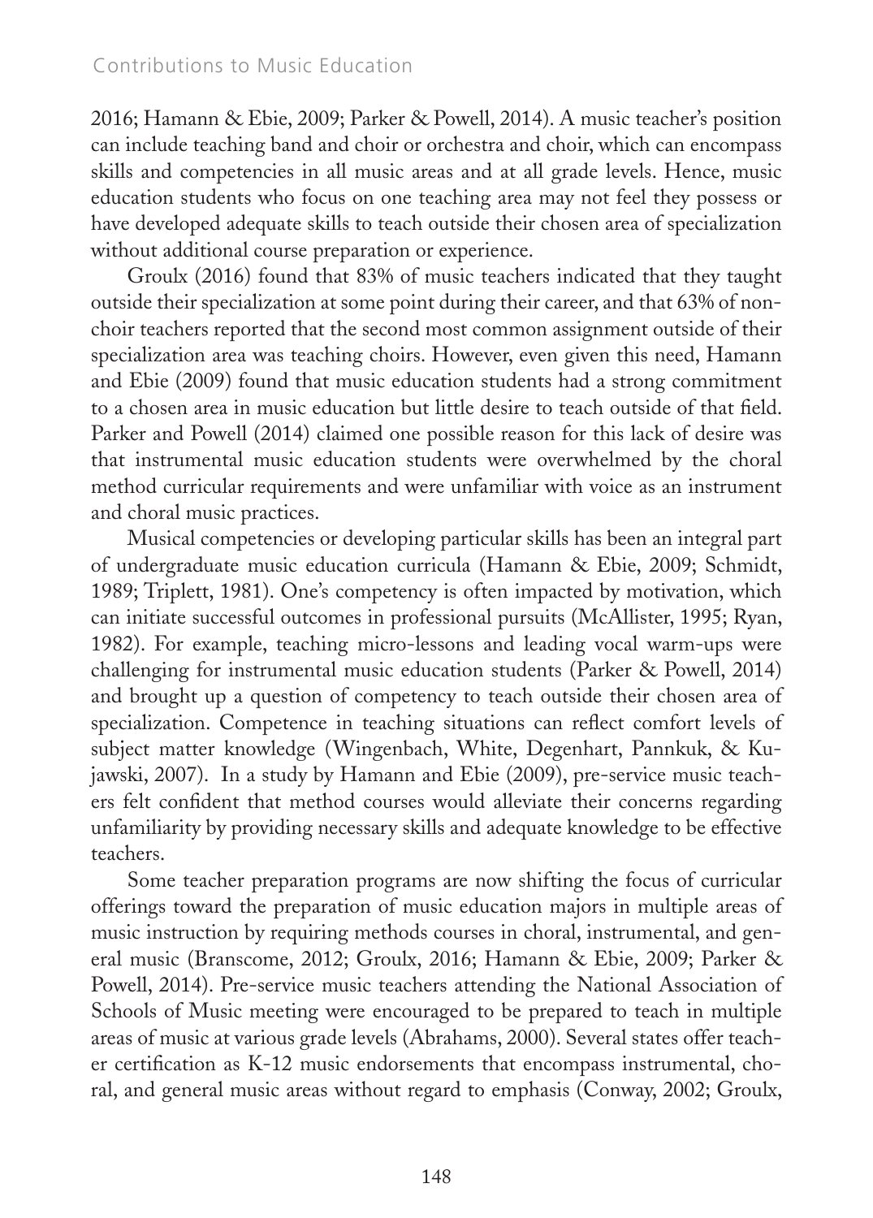2016; Hamann & Ebie, 2009; Parker & Powell, 2014). A music teacher's position can include teaching band and choir or orchestra and choir, which can encompass skills and competencies in all music areas and at all grade levels. Hence, music education students who focus on one teaching area may not feel they possess or have developed adequate skills to teach outside their chosen area of specialization without additional course preparation or experience.

Groulx (2016) found that 83% of music teachers indicated that they taught outside their specialization at some point during their career, and that 63% of non-choir teachers reported that the second most common assignment outside of their specialization area was teaching choirs. However, even given this need, Hamann and Ebie (2009) found that music education students had a strong commitment to a chosen area in music education but little desire to teach outside of that field. Parker and Powell (2014) claimed one possible reason for this lack of desire was that instrumental music education students were overwhelmed by the choral method curricular requirements and were unfamiliar with voice as an instrument and choral music practices.

Musical competencies or developing particular skills has been an integral part of undergraduate music education curricula (Hamann & Ebie, 2009; Schmidt, 1989; Triplett, 1981). One's competency is often impacted by motivation, which can initiate successful outcomes in professional pursuits (McAllister, 1995; Ryan, 1982). For example, teaching micro-lessons and leading vocal warm-ups were challenging for instrumental music education students (Parker & Powell, 2014) and brought up a question of competency to teach outside their chosen area of specialization. Competence in teaching situations can reflect comfort levels of subject matter knowledge (Wingenbach, White, Degenhart, Pannkuk, & Kujawski, 2007). In a study by Hamann and Ebie (2009), pre-service music teachers felt confident that method courses would alleviate their concerns regarding unfamiliarity by providing necessary skills and adequate knowledge to be effective teachers.

Some teacher preparation programs are now shifting the focus of curricular offerings toward the preparation of music education majors in multiple areas of music instruction by requiring methods courses in choral, instrumental, and general music (Branscome, 2012; Groulx, 2016; Hamann & Ebie, 2009; Parker & Powell, 2014). Pre-service music teachers attending the National Association of Schools of Music meeting were encouraged to be prepared to teach in multiple areas of music at various grade levels (Abrahams, 2000). Several states offer teacher certification as K-12 music endorsements that encompass instrumental, choral, and general music areas without regard to emphasis (Conway, 2002; Groulx,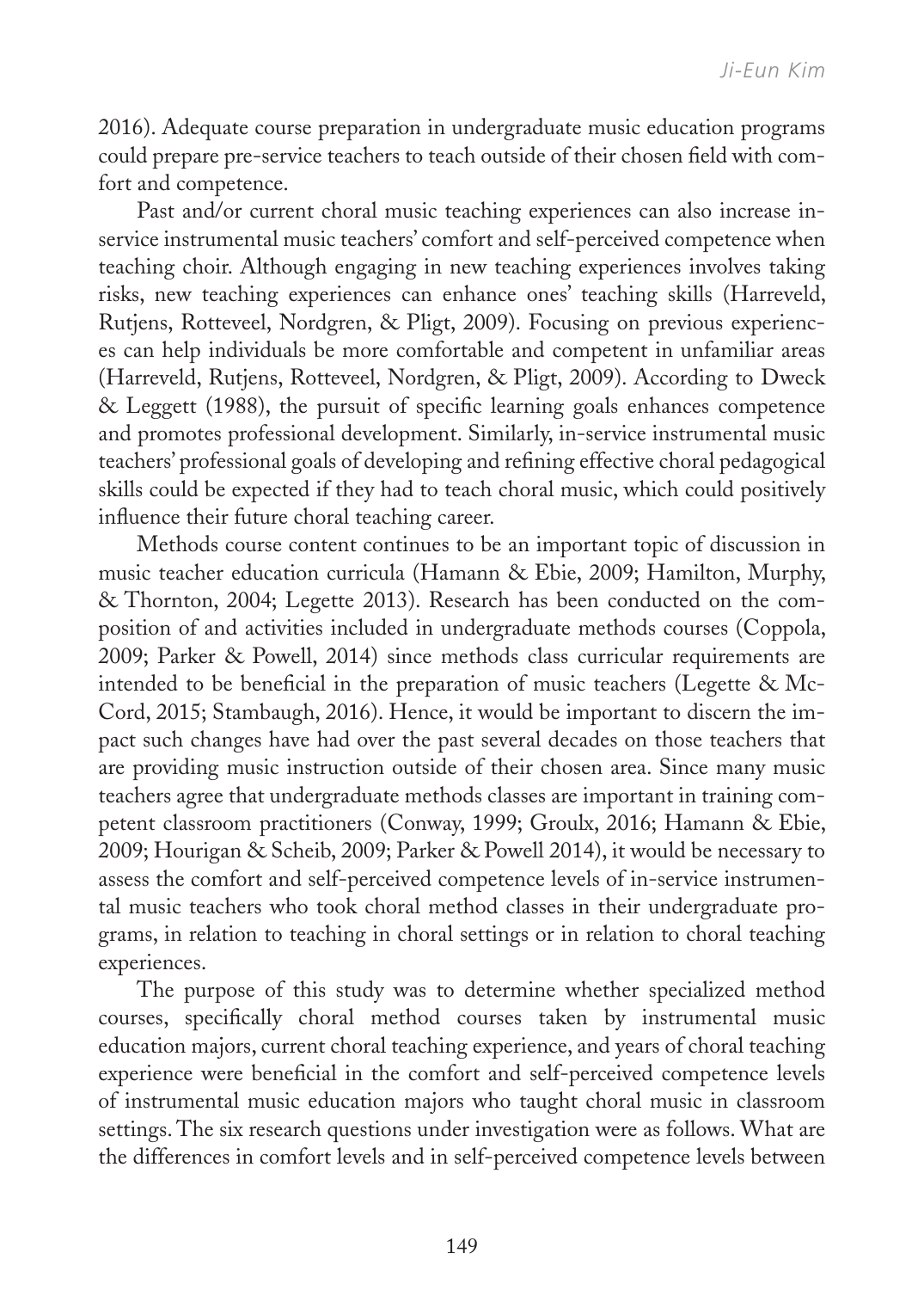2016). Adequate course preparation in undergraduate music education programs could prepare pre-service teachers to teach outside of their chosen field with comfort and competence.

Past and/or current choral music teaching experiences can also increase in-service instrumental music teachers' comfort and self-perceived competence when teaching choir. Although engaging in new teaching experiences involves taking risks, new teaching experiences can enhance ones' teaching skills (Harreveld, Rutjens, Rotteveel, Nordgren, & Pligt, 2009). Focusing on previous experiences can help individuals be more comfortable and competent in unfamiliar areas (Harreveld, Rutjens, Rotteveel, Nordgren, & Pligt, 2009). According to Dweck & Leggett (1988), the pursuit of specific learning goals enhances competence and promotes professional development. Similarly, in-service instrumental music teachers' professional goals of developing and refining effective choral pedagogical skills could be expected if they had to teach choral music, which could positively influence their future choral teaching career.

Methods course content continues to be an important topic of discussion in music teacher education curricula (Hamann & Ebie, 2009; Hamilton, Murphy, & Thornton, 2004; Legette 2013). Research has been conducted on the composition of and activities included in undergraduate methods courses (Coppola, 2009; Parker & Powell, 2014) since methods class curricular requirements are intended to be beneficial in the preparation of music teachers (Legette & McCord, 2015; Stambaugh, 2016). Hence, it would be important to discern the impact such changes have had over the past several decades on those teachers that are providing music instruction outside of their chosen area. Since many music teachers agree that undergraduate methods classes are important in training competent classroom practitioners (Conway, 1999; Groulx, 2016; Hamann & Ebie, 2009; Hourigan & Scheib, 2009; Parker & Powell 2014), it would be necessary to assess the comfort and self-perceived competence levels of in-service instrumental music teachers who took choral method classes in their undergraduate programs, in relation to teaching in choral settings or in relation to choral teaching experiences.

The purpose of this study was to determine whether specialized method courses, specifically choral method courses taken by instrumental music education majors, current choral teaching experience, and years of choral teaching experience were beneficial in the comfort and self-perceived competence levels of instrumental music education majors who taught choral music in classroom settings. The six research questions under investigation were as follows. What are the differences in comfort levels and in self-perceived competence levels between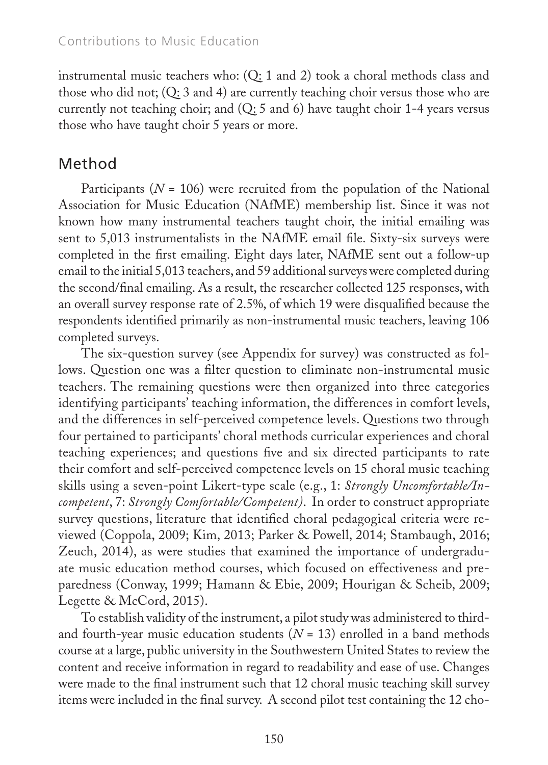instrumental music teachers who: (Q: 1 and 2) took a choral methods class and those who did not; (Q: 3 and 4) are currently teaching choir versus those who are currently not teaching choir; and (Q: 5 and 6) have taught choir 1-4 years versus those who have taught choir 5 years or more.

## Method

Participants ($N$ = 106) were recruited from the population of the National Association for Music Education (NAfME) membership list. Since it was not known how many instrumental teachers taught choir, the initial emailing was sent to 5,013 instrumentalists in the NAfME email file. Sixty-six surveys were completed in the first emailing. Eight days later, NAfME sent out a follow-up email to the initial 5,013 teachers, and 59 additional surveys were completed during the second/final emailing. As a result, the researcher collected 125 responses, with an overall survey response rate of 2.5%, of which 19 were disqualified because the respondents identified primarily as non-instrumental music teachers, leaving 106 completed surveys.

The six-question survey (see Appendix for survey) was constructed as follows. Question one was a filter question to eliminate non-instrumental music teachers. The remaining questions were then organized into three categories identifying participants' teaching information, the differences in comfort levels, and the differences in self-perceived competence levels. Questions two through four pertained to participants' choral methods curricular experiences and choral teaching experiences; and questions five and six directed participants to rate their comfort and self-perceived competence levels on 15 choral music teaching skills using a seven-point Likert-type scale (e.g., 1: *Strongly Uncomfortable/Incompetent*, 7: *Strongly Comfortable/Competent)*. In order to construct appropriate survey questions, literature that identified choral pedagogical criteria were reviewed (Coppola, 2009; Kim, 2013; Parker & Powell, 2014; Stambaugh, 2016; Zeuch, 2014), as were studies that examined the importance of undergraduate music education method courses, which focused on effectiveness and preparedness (Conway, 1999; Hamann & Ebie, 2009; Hourigan & Scheib, 2009; Legette & McCord, 2015).

To establish validity of the instrument, a pilot study was administered to third- and fourth-year music education students ($N$ = 13) enrolled in a band methods course at a large, public university in the Southwestern United States to review the content and receive information in regard to readability and ease of use. Changes were made to the final instrument such that 12 choral music teaching skill survey items were included in the final survey. A second pilot test containing the 12 cho-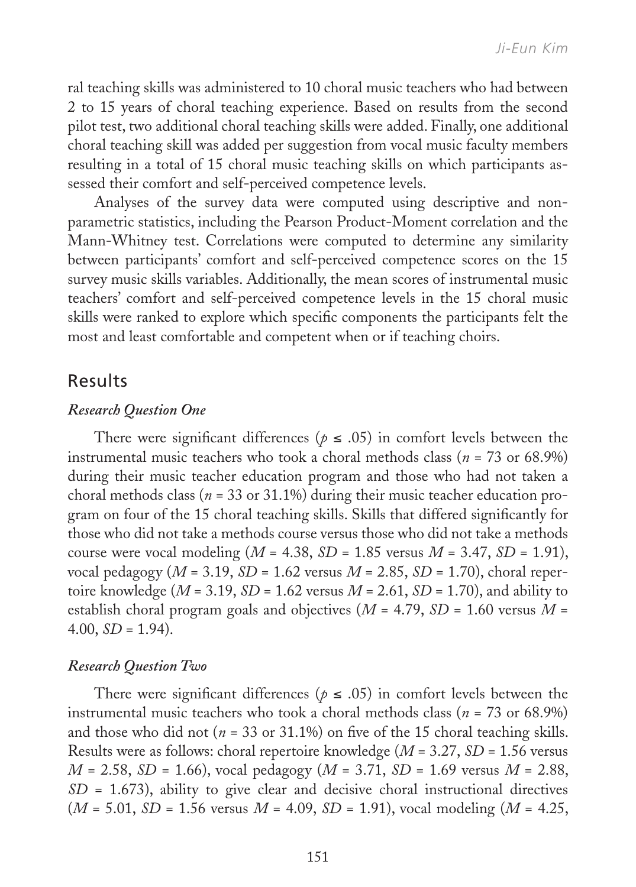ral teaching skills was administered to 10 choral music teachers who had between 2 to 15 years of choral teaching experience. Based on results from the second pilot test, two additional choral teaching skills were added. Finally, one additional choral teaching skill was added per suggestion from vocal music faculty members resulting in a total of 15 choral music teaching skills on which participants assessed their comfort and self-perceived competence levels.

Analyses of the survey data were computed using descriptive and nonparametric statistics, including the Pearson Product-Moment correlation and the Mann-Whitney test. Correlations were computed to determine any similarity between participants' comfort and self-perceived competence scores on the 15 survey music skills variables. Additionally, the mean scores of instrumental music teachers' comfort and self-perceived competence levels in the 15 choral music skills were ranked to explore which specific components the participants felt the most and least comfortable and competent when or if teaching choirs.

## Results

### *Research Question One*

There were significant differences ($p \leq .05$) in comfort levels between the instrumental music teachers who took a choral methods class ($n$ = 73 or 68.9%) during their music teacher education program and those who had not taken a choral methods class ($n$ = 33 or 31.1%) during their music teacher education program on four of the 15 choral teaching skills. Skills that differed significantly for those who did not take a methods course versus those who did not take a methods course were vocal modeling ($M$ = 4.38, $SD$ = 1.85 versus $M$ = 3.47, $SD$ = 1.91), vocal pedagogy ($M$ = 3.19, $SD$ = 1.62 versus $M$ = 2.85, $SD$ = 1.70), choral repertoire knowledge ($M$ = 3.19, $SD$ = 1.62 versus $M$ = 2.61, $SD$ = 1.70), and ability to establish choral program goals and objectives ($M$ = 4.79, $SD$ = 1.60 versus $M$ = 4.00, $SD$ = 1.94).

### *Research Question Two*

There were significant differences ($p \leq .05$) in comfort levels between the instrumental music teachers who took a choral methods class ($n$ = 73 or 68.9%) and those who did not ($n$ = 33 or 31.1%) on five of the 15 choral teaching skills. Results were as follows: choral repertoire knowledge ($M$ = 3.27, $SD$ = 1.56 versus $M$ = 2.58, $SD$ = 1.66), vocal pedagogy ($M$ = 3.71, $SD$ = 1.69 versus $M$ = 2.88, $SD$ = 1.673), ability to give clear and decisive choral instructional directives ($M$ = 5.01, $SD$ = 1.56 versus $M$ = 4.09, $SD$ = 1.91), vocal modeling ($M$ = 4.25,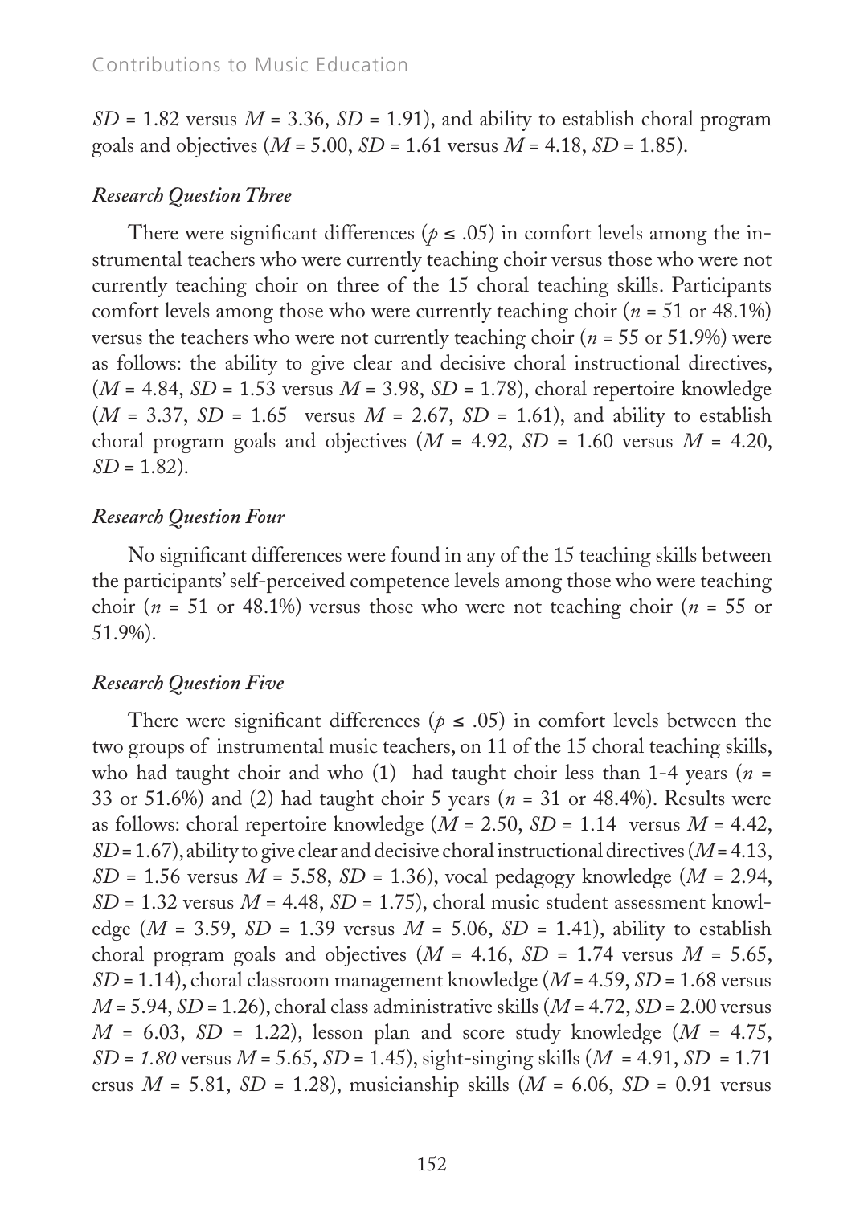*SD* = 1.82 versus *M* = 3.36, *SD* = 1.91), and ability to establish choral program goals and objectives (*M* = 5.00, *SD* = 1.61 versus *M* = 4.18, *SD* = 1.85).

### *Research Question Three*

There were significant differences ($p \leq .05$) in comfort levels among the instrumental teachers who were currently teaching choir versus those who were not currently teaching choir on three of the 15 choral teaching skills. Participants comfort levels among those who were currently teaching choir (*n* = 51 or 48.1%) versus the teachers who were not currently teaching choir (*n* = 55 or 51.9%) were as follows: the ability to give clear and decisive choral instructional directives, (*M* = 4.84, *SD* = 1.53 versus *M* = 3.98, *SD* = 1.78), choral repertoire knowledge (*M* = 3.37, *SD* = 1.65 versus *M* = 2.67, *SD* = 1.61), and ability to establish choral program goals and objectives (*M* = 4.92, *SD* = 1.60 versus *M* = 4.20, *SD* = 1.82).

### *Research Question Four*

No significant differences were found in any of the 15 teaching skills between the participants' self-perceived competence levels among those who were teaching choir (*n* = 51 or 48.1%) versus those who were not teaching choir (*n* = 55 or 51.9%).

### *Research Question Five*

There were significant differences ($p \leq .05$) in comfort levels between the two groups of instrumental music teachers, on 11 of the 15 choral teaching skills, who had taught choir and who (1) had taught choir less than 1-4 years (*n* = 33 or 51.6%) and (2) had taught choir 5 years (*n* = 31 or 48.4%). Results were as follows: choral repertoire knowledge (*M* = 2.50, *SD* = 1.14 versus *M* = 4.42, *SD* = 1.67), ability to give clear and decisive choral instructional directives (*M* = 4.13, *SD* = 1.56 versus *M* = 5.58, *SD* = 1.36), vocal pedagogy knowledge (*M* = 2.94, *SD* = 1.32 versus *M* = 4.48, *SD* = 1.75), choral music student assessment knowledge (*M* = 3.59, *SD* = 1.39 versus *M* = 5.06, *SD* = 1.41), ability to establish choral program goals and objectives (*M* = 4.16, *SD* = 1.74 versus *M* = 5.65, *SD* = 1.14), choral classroom management knowledge (*M* = 4.59, *SD* = 1.68 versus *M* = 5.94, *SD* = 1.26), choral class administrative skills (*M* = 4.72, *SD* = 2.00 versus *M* = 6.03, *SD* = 1.22), lesson plan and score study knowledge (*M* = 4.75, *SD* = *1.80* versus *M* = 5.65, *SD* = 1.45), sight-singing skills (*M* = 4.91, *SD* = 1.71 ersus *M* = 5.81, *SD* = 1.28), musicianship skills (*M* = 6.06, *SD* = 0.91 versus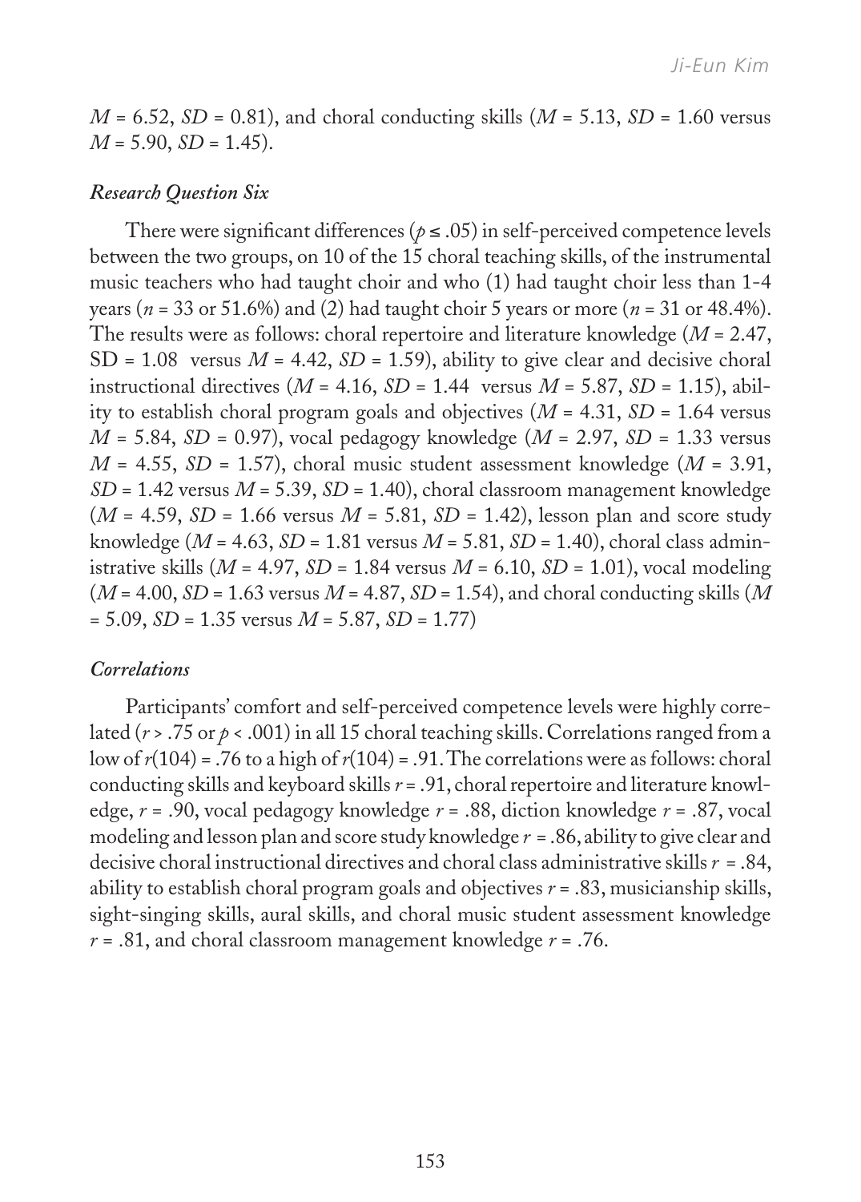$M$ = 6.52, $SD$ = 0.81), and choral conducting skills ($M$ = 5.13, $SD$ = 1.60 versus $M$ = 5.90, $SD$ = 1.45).

### *Research Question Six*

There were significant differences ($p \leq .05$) in self-perceived competence levels between the two groups, on 10 of the 15 choral teaching skills, of the instrumental music teachers who had taught choir and who (1) had taught choir less than 1-4 years ($n$ = 33 or 51.6%) and (2) had taught choir 5 years or more ($n$ = 31 or 48.4%). The results were as follows: choral repertoire and literature knowledge ($M$ = 2.47, SD = 1.08 versus $M$ = 4.42, $SD$ = 1.59), ability to give clear and decisive choral instructional directives ($M$ = 4.16, $SD$ = 1.44 versus $M$ = 5.87, $SD$ = 1.15), ability to establish choral program goals and objectives ($M$ = 4.31, $SD$ = 1.64 versus $M$ = 5.84, $SD$ = 0.97), vocal pedagogy knowledge ($M$ = 2.97, $SD$ = 1.33 versus $M$ = 4.55, $SD$ = 1.57), choral music student assessment knowledge ($M$ = 3.91, $SD$ = 1.42 versus $M$ = 5.39, $SD$ = 1.40), choral classroom management knowledge ($M$ = 4.59, $SD$ = 1.66 versus $M$ = 5.81, $SD$ = 1.42), lesson plan and score study knowledge ($M$ = 4.63, $SD$ = 1.81 versus $M$ = 5.81, $SD$ = 1.40), choral class administrative skills ($M$ = 4.97, $SD$ = 1.84 versus $M$ = 6.10, $SD$ = 1.01), vocal modeling ($M$ = 4.00, $SD$ = 1.63 versus $M$ = 4.87, $SD$ = 1.54), and choral conducting skills ($M$ = 5.09, $SD$ = 1.35 versus $M$ = 5.87, $SD$ = 1.77)

### *Correlations*

Participants' comfort and self-perceived competence levels were highly correlated ($r > .75$ or $p < .001$) in all 15 choral teaching skills. Correlations ranged from a low of $r(104) = .76$ to a high of $r(104) = .91$. The correlations were as follows: choral conducting skills and keyboard skills $r$ = .91, choral repertoire and literature knowledge, $r$ = .90, vocal pedagogy knowledge $r$ = .88, diction knowledge $r$ = .87, vocal modeling and lesson plan and score study knowledge $r$ = .86, ability to give clear and decisive choral instructional directives and choral class administrative skills $r$ = .84, ability to establish choral program goals and objectives $r$ = .83, musicianship skills, sight-singing skills, aural skills, and choral music student assessment knowledge $r$ = .81, and choral classroom management knowledge $r$ = .76.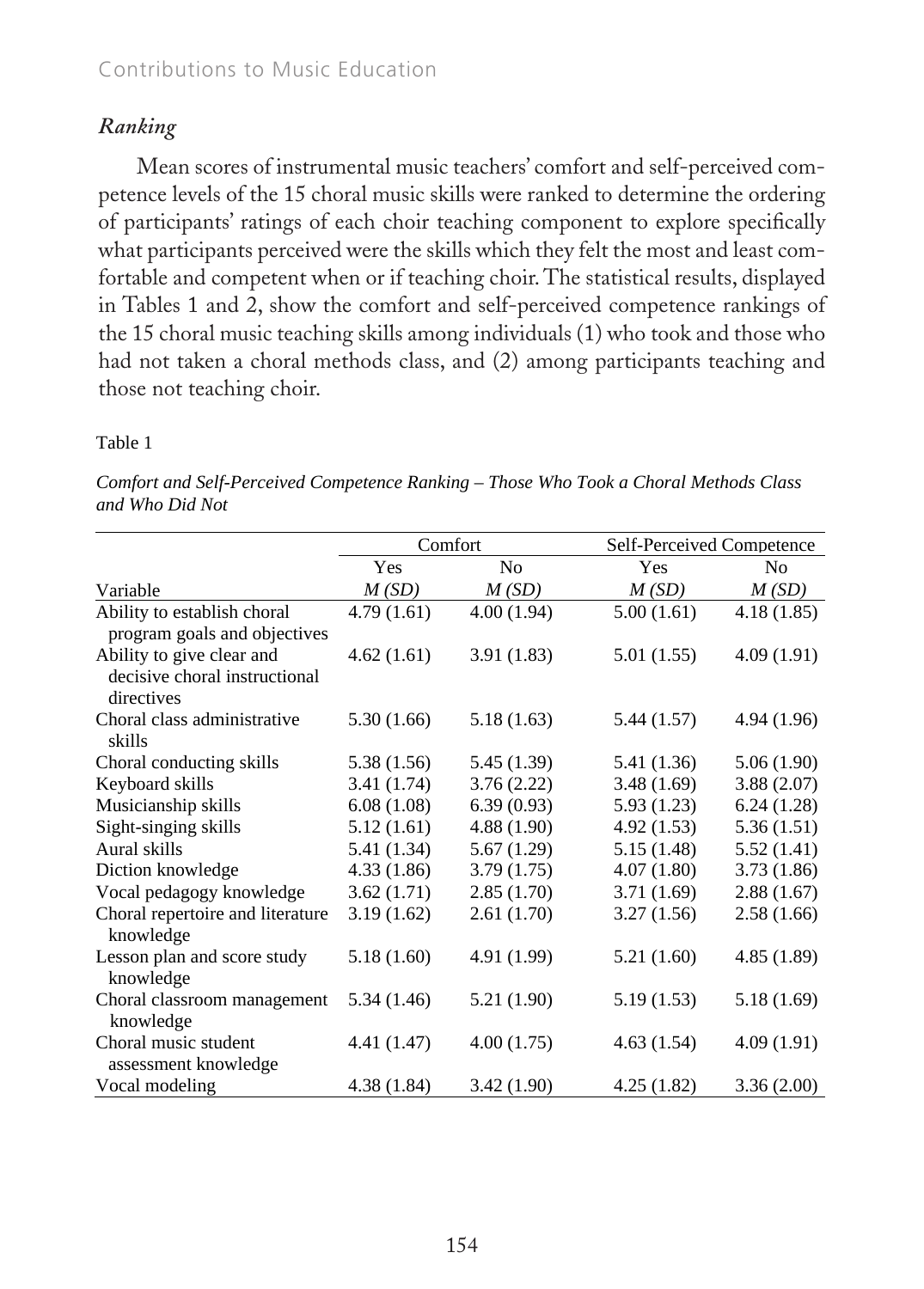### *Ranking*

Mean scores of instrumental music teachers' comfort and self-perceived competence levels of the 15 choral music skills were ranked to determine the ordering of participants' ratings of each choir teaching component to explore specifically what participants perceived were the skills which they felt the most and least comfortable and competent when or if teaching choir. The statistical results, displayed in Tables 1 and 2, show the comfort and self-perceived competence rankings of the 15 choral music teaching skills among individuals (1) who took and those who had not taken a choral methods class, and (2) among participants teaching and those not teaching choir.

Table 1

*Comfort and Self-Perceived Competence Ranking – Those Who Took a Choral Methods Class and Who Did Not*

| | Comfort | | Self-Perceived Competence | |
|---|---|---|---|---|
| | Yes | No | Yes | No |
| Variable | *M (SD)* | *M (SD)* | *M (SD)* | *M (SD)* |
| Ability to establish choral program goals and objectives | 4.79 (1.61) | 4.00 (1.94) | 5.00 (1.61) | 4.18 (1.85) |
| Ability to give clear and decisive choral instructional directives | 4.62 (1.61) | 3.91 (1.83) | 5.01 (1.55) | 4.09 (1.91) |
| Choral class administrative skills | 5.30 (1.66) | 5.18 (1.63) | 5.44 (1.57) | 4.94 (1.96) |
| Choral conducting skills | 5.38 (1.56) | 5.45 (1.39) | 5.41 (1.36) | 5.06 (1.90) |
| Keyboard skills | 3.41 (1.74) | 3.76 (2.22) | 3.48 (1.69) | 3.88 (2.07) |
| Musicianship skills | 6.08 (1.08) | 6.39 (0.93) | 5.93 (1.23) | 6.24 (1.28) |
| Sight-singing skills | 5.12 (1.61) | 4.88 (1.90) | 4.92 (1.53) | 5.36 (1.51) |
| Aural skills | 5.41 (1.34) | 5.67 (1.29) | 5.15 (1.48) | 5.52 (1.41) |
| Diction knowledge | 4.33 (1.86) | 3.79 (1.75) | 4.07 (1.80) | 3.73 (1.86) |
| Vocal pedagogy knowledge | 3.62 (1.71) | 2.85 (1.70) | 3.71 (1.69) | 2.88 (1.67) |
| Choral repertoire and literature knowledge | 3.19 (1.62) | 2.61 (1.70) | 3.27 (1.56) | 2.58 (1.66) |
| Lesson plan and score study knowledge | 5.18 (1.60) | 4.91 (1.99) | 5.21 (1.60) | 4.85 (1.89) |
| Choral classroom management knowledge | 5.34 (1.46) | 5.21 (1.90) | 5.19 (1.53) | 5.18 (1.69) |
| Choral music student assessment knowledge | 4.41 (1.47) | 4.00 (1.75) | 4.63 (1.54) | 4.09 (1.91) |
| Vocal modeling | 4.38 (1.84) | 3.42 (1.90) | 4.25 (1.82) | 3.36 (2.00) |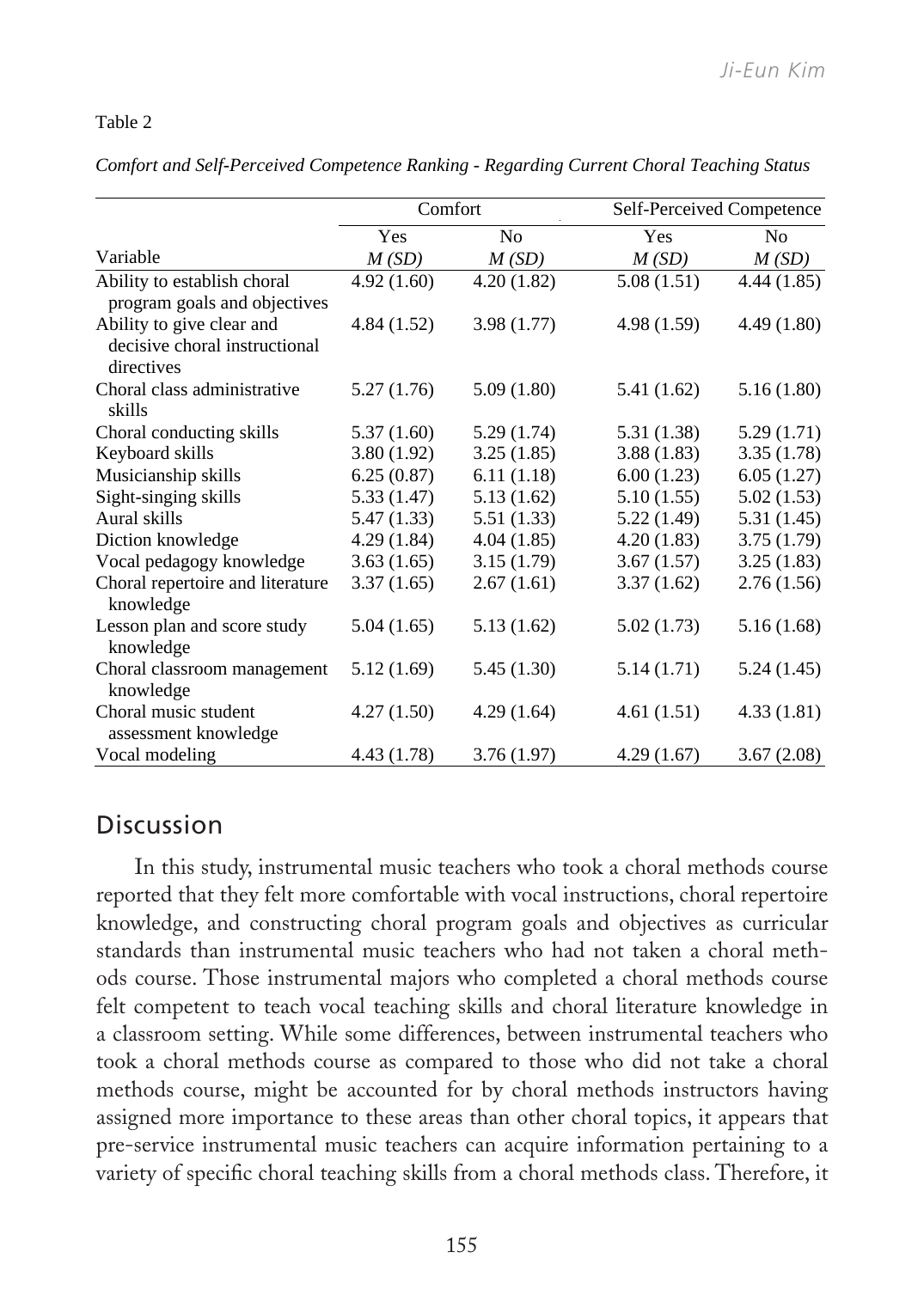Table 2

*Comfort and Self-Perceived Competence Ranking - Regarding Current Choral Teaching Status*

| | Comfort | | Self-Perceived Competence | |
|---|---|---|---|---|
| | Yes | No | Yes | No |
| Variable | *M (SD)* | *M (SD)* | *M (SD)* | *M (SD)* |
| Ability to establish choral program goals and objectives | 4.92 (1.60) | 4.20 (1.82) | 5.08 (1.51) | 4.44 (1.85) |
| Ability to give clear and decisive choral instructional directives | 4.84 (1.52) | 3.98 (1.77) | 4.98 (1.59) | 4.49 (1.80) |
| Choral class administrative skills | 5.27 (1.76) | 5.09 (1.80) | 5.41 (1.62) | 5.16 (1.80) |
| Choral conducting skills | 5.37 (1.60) | 5.29 (1.74) | 5.31 (1.38) | 5.29 (1.71) |
| Keyboard skills | 3.80 (1.92) | 3.25 (1.85) | 3.88 (1.83) | 3.35 (1.78) |
| Musicianship skills | 6.25 (0.87) | 6.11 (1.18) | 6.00 (1.23) | 6.05 (1.27) |
| Sight-singing skills | 5.33 (1.47) | 5.13 (1.62) | 5.10 (1.55) | 5.02 (1.53) |
| Aural skills | 5.47 (1.33) | 5.51 (1.33) | 5.22 (1.49) | 5.31 (1.45) |
| Diction knowledge | 4.29 (1.84) | 4.04 (1.85) | 4.20 (1.83) | 3.75 (1.79) |
| Vocal pedagogy knowledge | 3.63 (1.65) | 3.15 (1.79) | 3.67 (1.57) | 3.25 (1.83) |
| Choral repertoire and literature knowledge | 3.37 (1.65) | 2.67 (1.61) | 3.37 (1.62) | 2.76 (1.56) |
| Lesson plan and score study knowledge | 5.04 (1.65) | 5.13 (1.62) | 5.02 (1.73) | 5.16 (1.68) |
| Choral classroom management knowledge | 5.12 (1.69) | 5.45 (1.30) | 5.14 (1.71) | 5.24 (1.45) |
| Choral music student assessment knowledge | 4.27 (1.50) | 4.29 (1.64) | 4.61 (1.51) | 4.33 (1.81) |
| Vocal modeling | 4.43 (1.78) | 3.76 (1.97) | 4.29 (1.67) | 3.67 (2.08) |

## Discussion

In this study, instrumental music teachers who took a choral methods course reported that they felt more comfortable with vocal instructions, choral repertoire knowledge, and constructing choral program goals and objectives as curricular standards than instrumental music teachers who had not taken a choral methods course. Those instrumental majors who completed a choral methods course felt competent to teach vocal teaching skills and choral literature knowledge in a classroom setting. While some differences, between instrumental teachers who took a choral methods course as compared to those who did not take a choral methods course, might be accounted for by choral methods instructors having assigned more importance to these areas than other choral topics, it appears that pre-service instrumental music teachers can acquire information pertaining to a variety of specific choral teaching skills from a choral methods class. Therefore, it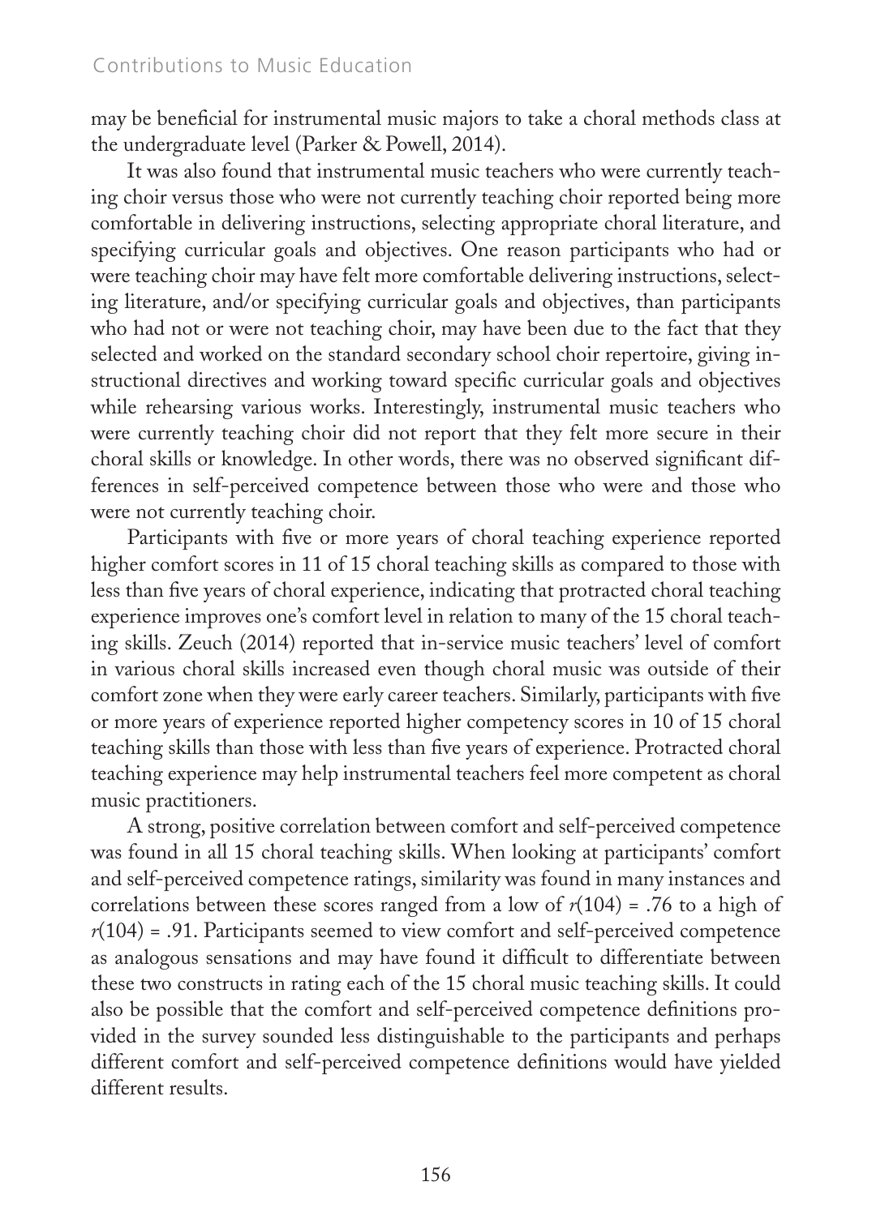may be beneficial for instrumental music majors to take a choral methods class at the undergraduate level (Parker & Powell, 2014).

It was also found that instrumental music teachers who were currently teaching choir versus those who were not currently teaching choir reported being more comfortable in delivering instructions, selecting appropriate choral literature, and specifying curricular goals and objectives. One reason participants who had or were teaching choir may have felt more comfortable delivering instructions, selecting literature, and/or specifying curricular goals and objectives, than participants who had not or were not teaching choir, may have been due to the fact that they selected and worked on the standard secondary school choir repertoire, giving instructional directives and working toward specific curricular goals and objectives while rehearsing various works. Interestingly, instrumental music teachers who were currently teaching choir did not report that they felt more secure in their choral skills or knowledge. In other words, there was no observed significant differences in self-perceived competence between those who were and those who were not currently teaching choir.

Participants with five or more years of choral teaching experience reported higher comfort scores in 11 of 15 choral teaching skills as compared to those with less than five years of choral experience, indicating that protracted choral teaching experience improves one's comfort level in relation to many of the 15 choral teaching skills. Zeuch (2014) reported that in-service music teachers' level of comfort in various choral skills increased even though choral music was outside of their comfort zone when they were early career teachers. Similarly, participants with five or more years of experience reported higher competency scores in 10 of 15 choral teaching skills than those with less than five years of experience. Protracted choral teaching experience may help instrumental teachers feel more competent as choral music practitioners.

A strong, positive correlation between comfort and self-perceived competence was found in all 15 choral teaching skills. When looking at participants' comfort and self-perceived competence ratings, similarity was found in many instances and correlations between these scores ranged from a low of $r(104) = .76$ to a high of $r(104) = .91$. Participants seemed to view comfort and self-perceived competence as analogous sensations and may have found it difficult to differentiate between these two constructs in rating each of the 15 choral music teaching skills. It could also be possible that the comfort and self-perceived competence definitions provided in the survey sounded less distinguishable to the participants and perhaps different comfort and self-perceived competence definitions would have yielded different results.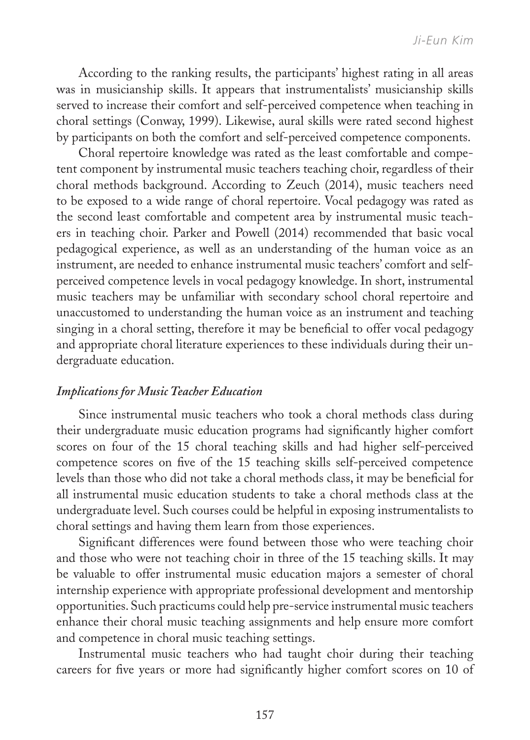According to the ranking results, the participants' highest rating in all areas was in musicianship skills. It appears that instrumentalists' musicianship skills served to increase their comfort and self-perceived competence when teaching in choral settings (Conway, 1999). Likewise, aural skills were rated second highest by participants on both the comfort and self-perceived competence components.

Choral repertoire knowledge was rated as the least comfortable and competent component by instrumental music teachers teaching choir, regardless of their choral methods background. According to Zeuch (2014), music teachers need to be exposed to a wide range of choral repertoire. Vocal pedagogy was rated as the second least comfortable and competent area by instrumental music teachers in teaching choir. Parker and Powell (2014) recommended that basic vocal pedagogical experience, as well as an understanding of the human voice as an instrument, are needed to enhance instrumental music teachers' comfort and self-perceived competence levels in vocal pedagogy knowledge. In short, instrumental music teachers may be unfamiliar with secondary school choral repertoire and unaccustomed to understanding the human voice as an instrument and teaching singing in a choral setting, therefore it may be beneficial to offer vocal pedagogy and appropriate choral literature experiences to these individuals during their undergraduate education.

### *Implications for Music Teacher Education*

Since instrumental music teachers who took a choral methods class during their undergraduate music education programs had significantly higher comfort scores on four of the 15 choral teaching skills and had higher self-perceived competence scores on five of the 15 teaching skills self-perceived competence levels than those who did not take a choral methods class, it may be beneficial for all instrumental music education students to take a choral methods class at the undergraduate level. Such courses could be helpful in exposing instrumentalists to choral settings and having them learn from those experiences.

Significant differences were found between those who were teaching choir and those who were not teaching choir in three of the 15 teaching skills. It may be valuable to offer instrumental music education majors a semester of choral internship experience with appropriate professional development and mentorship opportunities. Such practicums could help pre-service instrumental music teachers enhance their choral music teaching assignments and help ensure more comfort and competence in choral music teaching settings.

Instrumental music teachers who had taught choir during their teaching careers for five years or more had significantly higher comfort scores on 10 of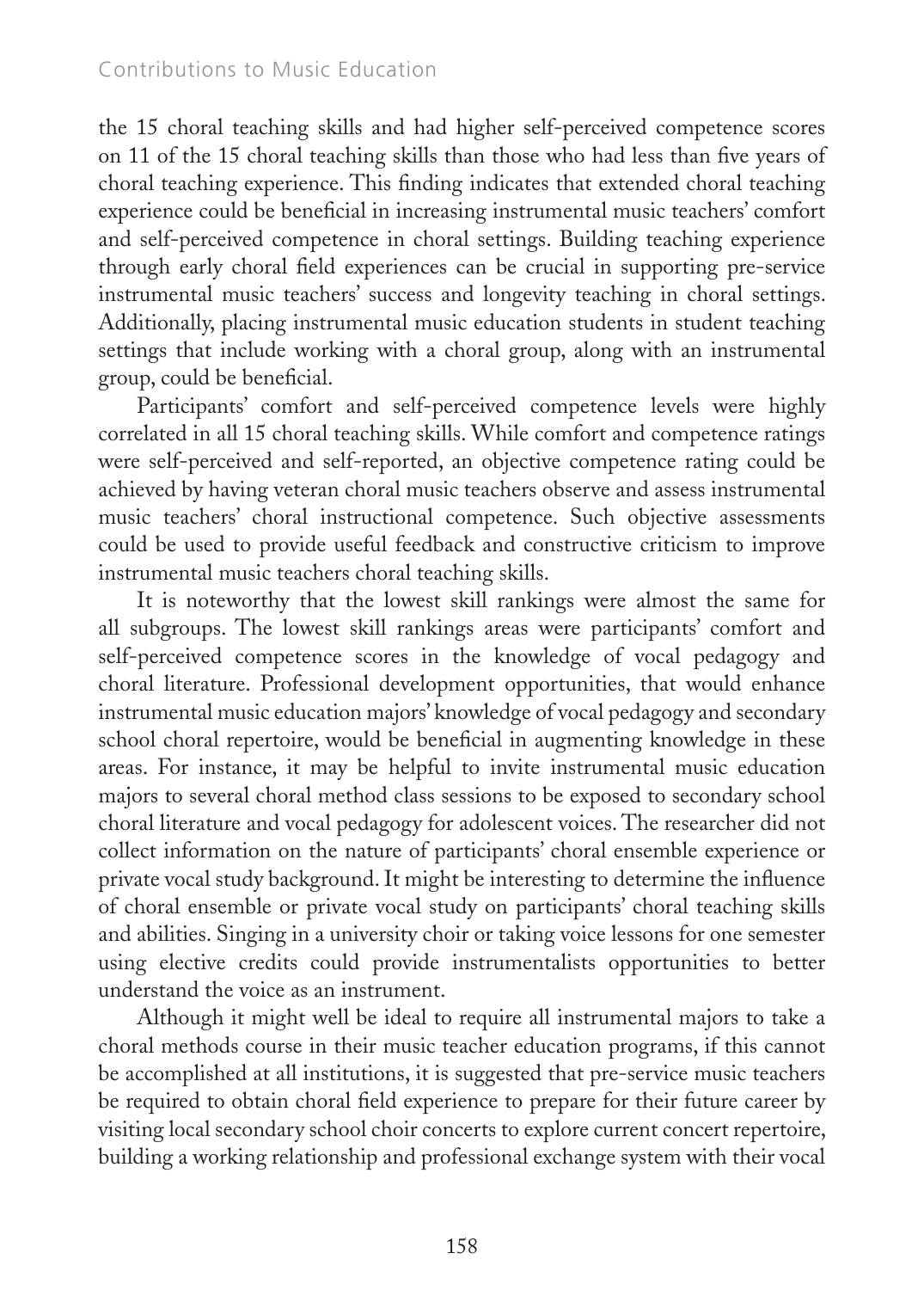the 15 choral teaching skills and had higher self-perceived competence scores on 11 of the 15 choral teaching skills than those who had less than five years of choral teaching experience. This finding indicates that extended choral teaching experience could be beneficial in increasing instrumental music teachers' comfort and self-perceived competence in choral settings. Building teaching experience through early choral field experiences can be crucial in supporting pre-service instrumental music teachers' success and longevity teaching in choral settings. Additionally, placing instrumental music education students in student teaching settings that include working with a choral group, along with an instrumental group, could be beneficial.

Participants' comfort and self-perceived competence levels were highly correlated in all 15 choral teaching skills. While comfort and competence ratings were self-perceived and self-reported, an objective competence rating could be achieved by having veteran choral music teachers observe and assess instrumental music teachers' choral instructional competence. Such objective assessments could be used to provide useful feedback and constructive criticism to improve instrumental music teachers choral teaching skills.

It is noteworthy that the lowest skill rankings were almost the same for all subgroups. The lowest skill rankings areas were participants' comfort and self-perceived competence scores in the knowledge of vocal pedagogy and choral literature. Professional development opportunities, that would enhance instrumental music education majors' knowledge of vocal pedagogy and secondary school choral repertoire, would be beneficial in augmenting knowledge in these areas. For instance, it may be helpful to invite instrumental music education majors to several choral method class sessions to be exposed to secondary school choral literature and vocal pedagogy for adolescent voices. The researcher did not collect information on the nature of participants' choral ensemble experience or private vocal study background. It might be interesting to determine the influence of choral ensemble or private vocal study on participants' choral teaching skills and abilities. Singing in a university choir or taking voice lessons for one semester using elective credits could provide instrumentalists opportunities to better understand the voice as an instrument.

Although it might well be ideal to require all instrumental majors to take a choral methods course in their music teacher education programs, if this cannot be accomplished at all institutions, it is suggested that pre-service music teachers be required to obtain choral field experience to prepare for their future career by visiting local secondary school choir concerts to explore current concert repertoire, building a working relationship and professional exchange system with their vocal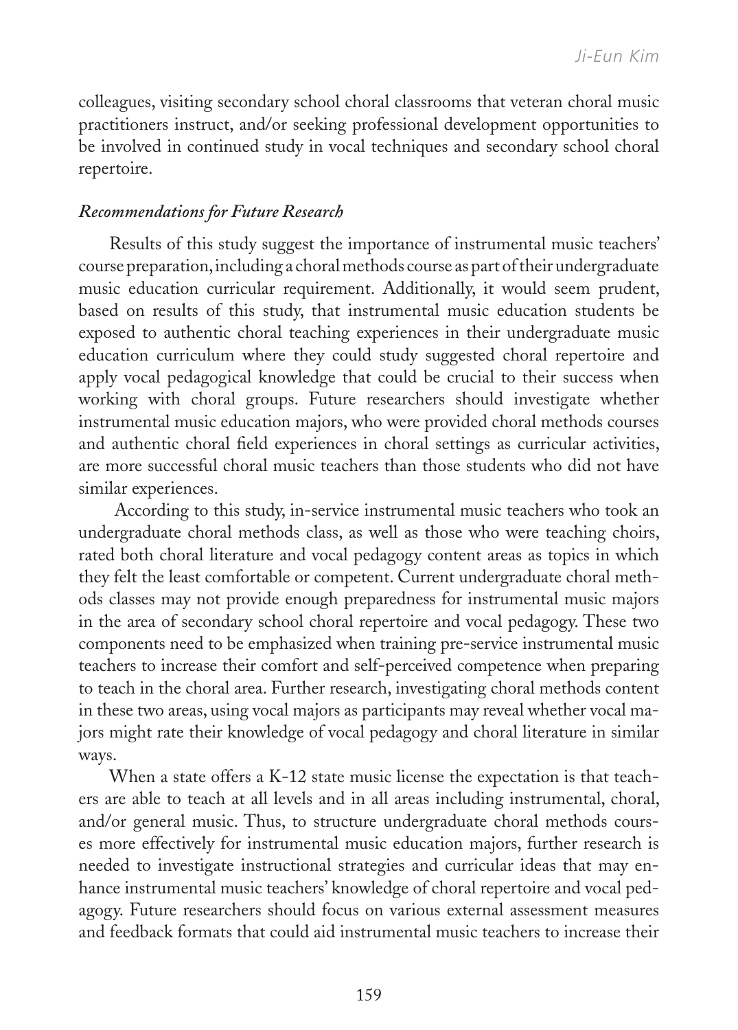colleagues, visiting secondary school choral classrooms that veteran choral music practitioners instruct, and/or seeking professional development opportunities to be involved in continued study in vocal techniques and secondary school choral repertoire.

### *Recommendations for Future Research*

Results of this study suggest the importance of instrumental music teachers' course preparation, including a choral methods course as part of their undergraduate music education curricular requirement. Additionally, it would seem prudent, based on results of this study, that instrumental music education students be exposed to authentic choral teaching experiences in their undergraduate music education curriculum where they could study suggested choral repertoire and apply vocal pedagogical knowledge that could be crucial to their success when working with choral groups. Future researchers should investigate whether instrumental music education majors, who were provided choral methods courses and authentic choral field experiences in choral settings as curricular activities, are more successful choral music teachers than those students who did not have similar experiences.

According to this study, in-service instrumental music teachers who took an undergraduate choral methods class, as well as those who were teaching choirs, rated both choral literature and vocal pedagogy content areas as topics in which they felt the least comfortable or competent. Current undergraduate choral methods classes may not provide enough preparedness for instrumental music majors in the area of secondary school choral repertoire and vocal pedagogy. These two components need to be emphasized when training pre-service instrumental music teachers to increase their comfort and self-perceived competence when preparing to teach in the choral area. Further research, investigating choral methods content in these two areas, using vocal majors as participants may reveal whether vocal majors might rate their knowledge of vocal pedagogy and choral literature in similar ways.

When a state offers a K-12 state music license the expectation is that teachers are able to teach at all levels and in all areas including instrumental, choral, and/or general music. Thus, to structure undergraduate choral methods courses more effectively for instrumental music education majors, further research is needed to investigate instructional strategies and curricular ideas that may enhance instrumental music teachers' knowledge of choral repertoire and vocal pedagogy. Future researchers should focus on various external assessment measures and feedback formats that could aid instrumental music teachers to increase their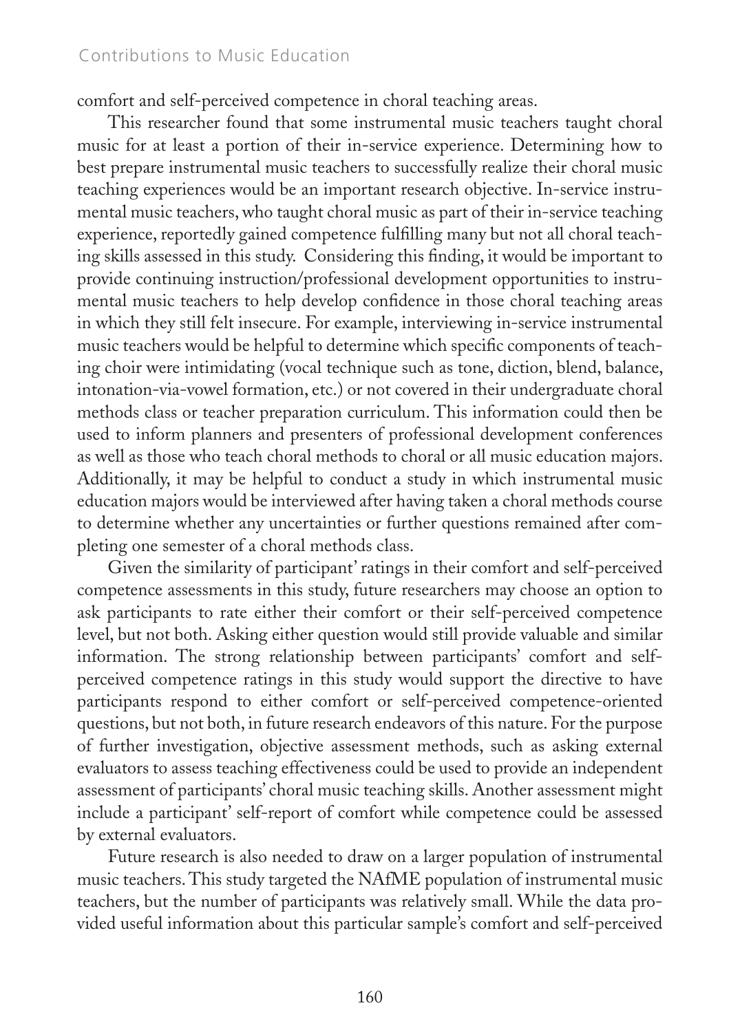comfort and self-perceived competence in choral teaching areas.

This researcher found that some instrumental music teachers taught choral music for at least a portion of their in-service experience. Determining how to best prepare instrumental music teachers to successfully realize their choral music teaching experiences would be an important research objective. In-service instrumental music teachers, who taught choral music as part of their in-service teaching experience, reportedly gained competence fulfilling many but not all choral teaching skills assessed in this study. Considering this finding, it would be important to provide continuing instruction/professional development opportunities to instrumental music teachers to help develop confidence in those choral teaching areas in which they still felt insecure. For example, interviewing in-service instrumental music teachers would be helpful to determine which specific components of teaching choir were intimidating (vocal technique such as tone, diction, blend, balance, intonation-via-vowel formation, etc.) or not covered in their undergraduate choral methods class or teacher preparation curriculum. This information could then be used to inform planners and presenters of professional development conferences as well as those who teach choral methods to choral or all music education majors. Additionally, it may be helpful to conduct a study in which instrumental music education majors would be interviewed after having taken a choral methods course to determine whether any uncertainties or further questions remained after completing one semester of a choral methods class.

Given the similarity of participant' ratings in their comfort and self-perceived competence assessments in this study, future researchers may choose an option to ask participants to rate either their comfort or their self-perceived competence level, but not both. Asking either question would still provide valuable and similar information. The strong relationship between participants' comfort and self-perceived competence ratings in this study would support the directive to have participants respond to either comfort or self-perceived competence-oriented questions, but not both, in future research endeavors of this nature. For the purpose of further investigation, objective assessment methods, such as asking external evaluators to assess teaching effectiveness could be used to provide an independent assessment of participants' choral music teaching skills. Another assessment might include a participant' self-report of comfort while competence could be assessed by external evaluators.

Future research is also needed to draw on a larger population of instrumental music teachers. This study targeted the NAfME population of instrumental music teachers, but the number of participants was relatively small. While the data provided useful information about this particular sample's comfort and self-perceived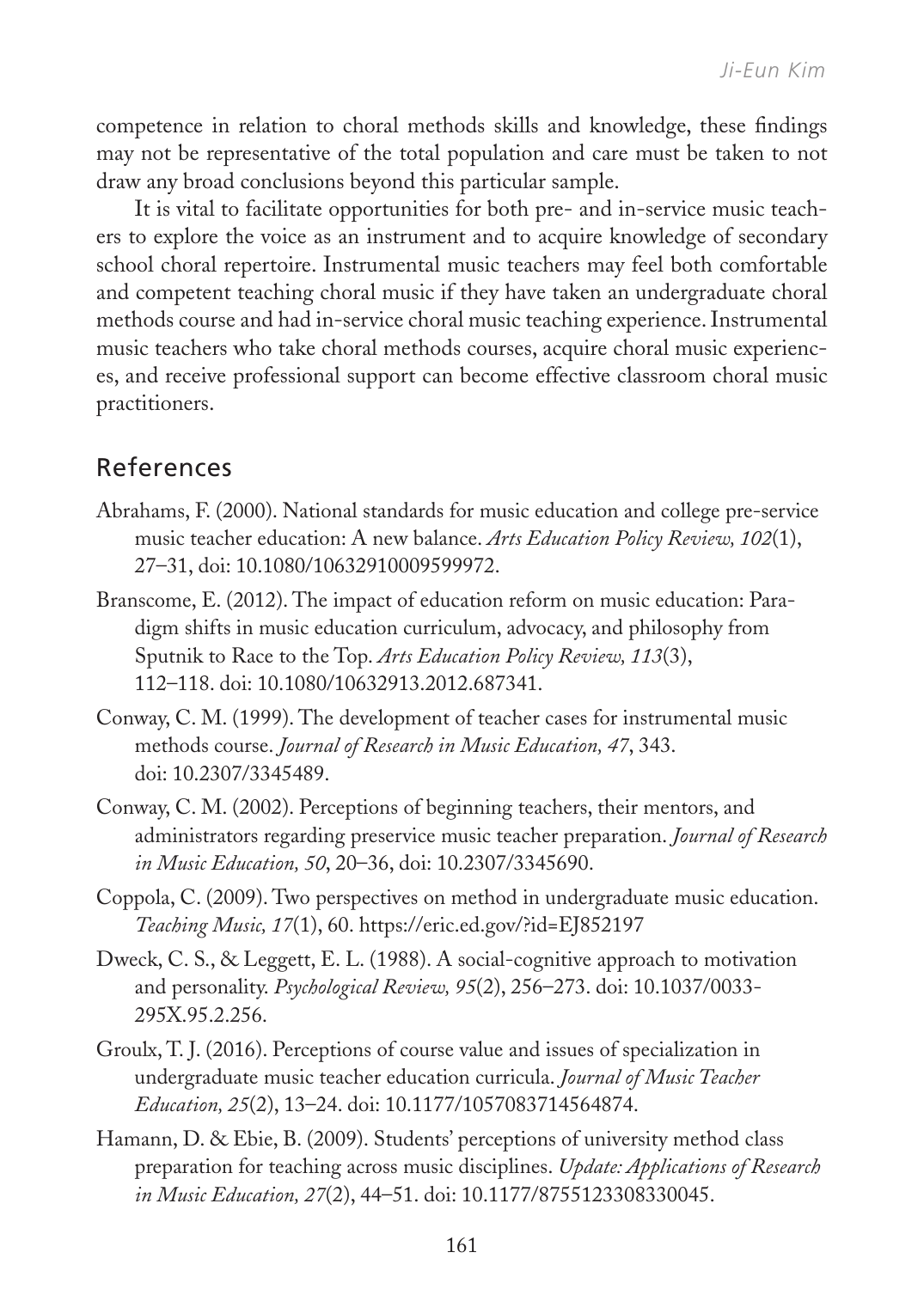competence in relation to choral methods skills and knowledge, these findings may not be representative of the total population and care must be taken to not draw any broad conclusions beyond this particular sample.

It is vital to facilitate opportunities for both pre- and in-service music teachers to explore the voice as an instrument and to acquire knowledge of secondary school choral repertoire. Instrumental music teachers may feel both comfortable and competent teaching choral music if they have taken an undergraduate choral methods course and had in-service choral music teaching experience. Instrumental music teachers who take choral methods courses, acquire choral music experiences, and receive professional support can become effective classroom choral music practitioners.

## References

Abrahams, F. (2000). National standards for music education and college pre-service music teacher education: A new balance. *Arts Education Policy Review, 102*(1), 27–31, doi: 10.1080/10632910009599972.

Branscome, E. (2012). The impact of education reform on music education: Paradigm shifts in music education curriculum, advocacy, and philosophy from Sputnik to Race to the Top. *Arts Education Policy Review, 113*(3), 112–118. doi: 10.1080/10632913.2012.687341.

Conway, C. M. (1999). The development of teacher cases for instrumental music methods course. *Journal of Research in Music Education, 47*, 343. doi: 10.2307/3345489.

Conway, C. M. (2002). Perceptions of beginning teachers, their mentors, and administrators regarding preservice music teacher preparation. *Journal of Research in Music Education, 50*, 20–36, doi: 10.2307/3345690.

Coppola, C. (2009). Two perspectives on method in undergraduate music education. *Teaching Music, 17*(1), 60. https://eric.ed.gov/?id=EJ852197

Dweck, C. S., & Leggett, E. L. (1988). A social-cognitive approach to motivation and personality. *Psychological Review, 95*(2), 256–273. doi: 10.1037/0033-295X.95.2.256.

Groulx, T. J. (2016). Perceptions of course value and issues of specialization in undergraduate music teacher education curricula. *Journal of Music Teacher Education, 25*(2), 13–24. doi: 10.1177/1057083714564874.

Hamann, D. & Ebie, B. (2009). Students' perceptions of university method class preparation for teaching across music disciplines. *Update: Applications of Research in Music Education, 27*(2), 44–51. doi: 10.1177/8755123308330045.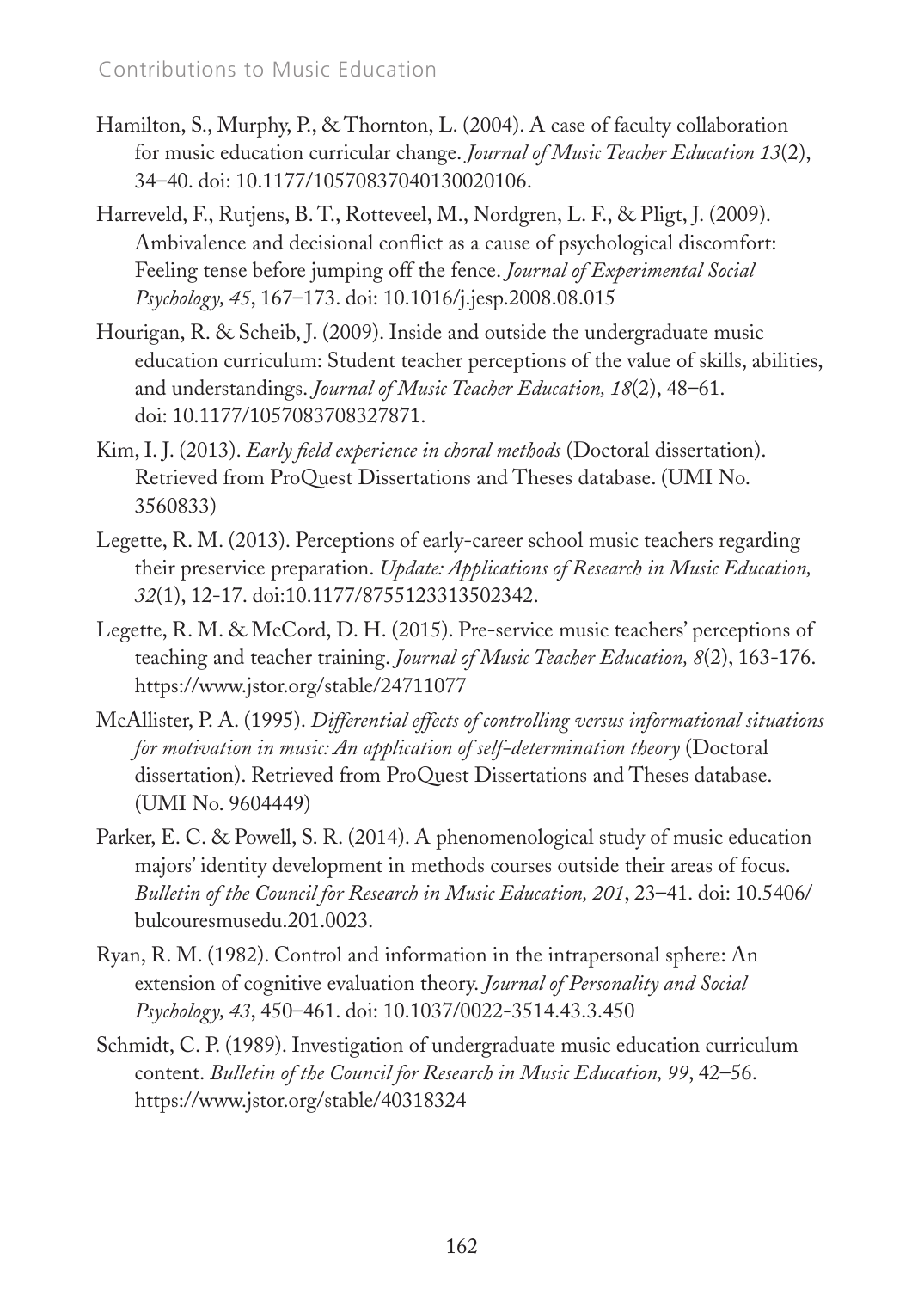Hamilton, S., Murphy, P., & Thornton, L. (2004). A case of faculty collaboration for music education curricular change. *Journal of Music Teacher Education 13*(2), 34–40. doi: 10.1177/10570837040130020106.

Harreveld, F., Rutjens, B. T., Rotteveel, M., Nordgren, L. F., & Pligt, J. (2009). Ambivalence and decisional conflict as a cause of psychological discomfort: Feeling tense before jumping off the fence. *Journal of Experimental Social Psychology, 45*, 167–173. doi: 10.1016/j.jesp.2008.08.015

Hourigan, R. & Scheib, J. (2009). Inside and outside the undergraduate music education curriculum: Student teacher perceptions of the value of skills, abilities, and understandings. *Journal of Music Teacher Education, 18*(2), 48–61. doi: 10.1177/1057083708327871.

Kim, I. J. (2013). *Early field experience in choral methods* (Doctoral dissertation). Retrieved from ProQuest Dissertations and Theses database. (UMI No. 3560833)

Legette, R. M. (2013). Perceptions of early-career school music teachers regarding their preservice preparation. *Update: Applications of Research in Music Education, 32*(1), 12-17. doi:10.1177/8755123313502342.

Legette, R. M. & McCord, D. H. (2015). Pre-service music teachers' perceptions of teaching and teacher training. *Journal of Music Teacher Education, 8*(2), 163-176. https://www.jstor.org/stable/24711077

McAllister, P. A. (1995). *Differential effects of controlling versus informational situations for motivation in music: An application of self-determination theory* (Doctoral dissertation). Retrieved from ProQuest Dissertations and Theses database. (UMI No. 9604449)

Parker, E. C. & Powell, S. R. (2014). A phenomenological study of music education majors' identity development in methods courses outside their areas of focus. *Bulletin of the Council for Research in Music Education, 201*, 23–41. doi: 10.5406/bulcouresmusedu.201.0023.

Ryan, R. M. (1982). Control and information in the intrapersonal sphere: An extension of cognitive evaluation theory. *Journal of Personality and Social Psychology, 43*, 450–461. doi: 10.1037/0022-3514.43.3.450

Schmidt, C. P. (1989). Investigation of undergraduate music education curriculum content. *Bulletin of the Council for Research in Music Education, 99*, 42–56. https://www.jstor.org/stable/40318324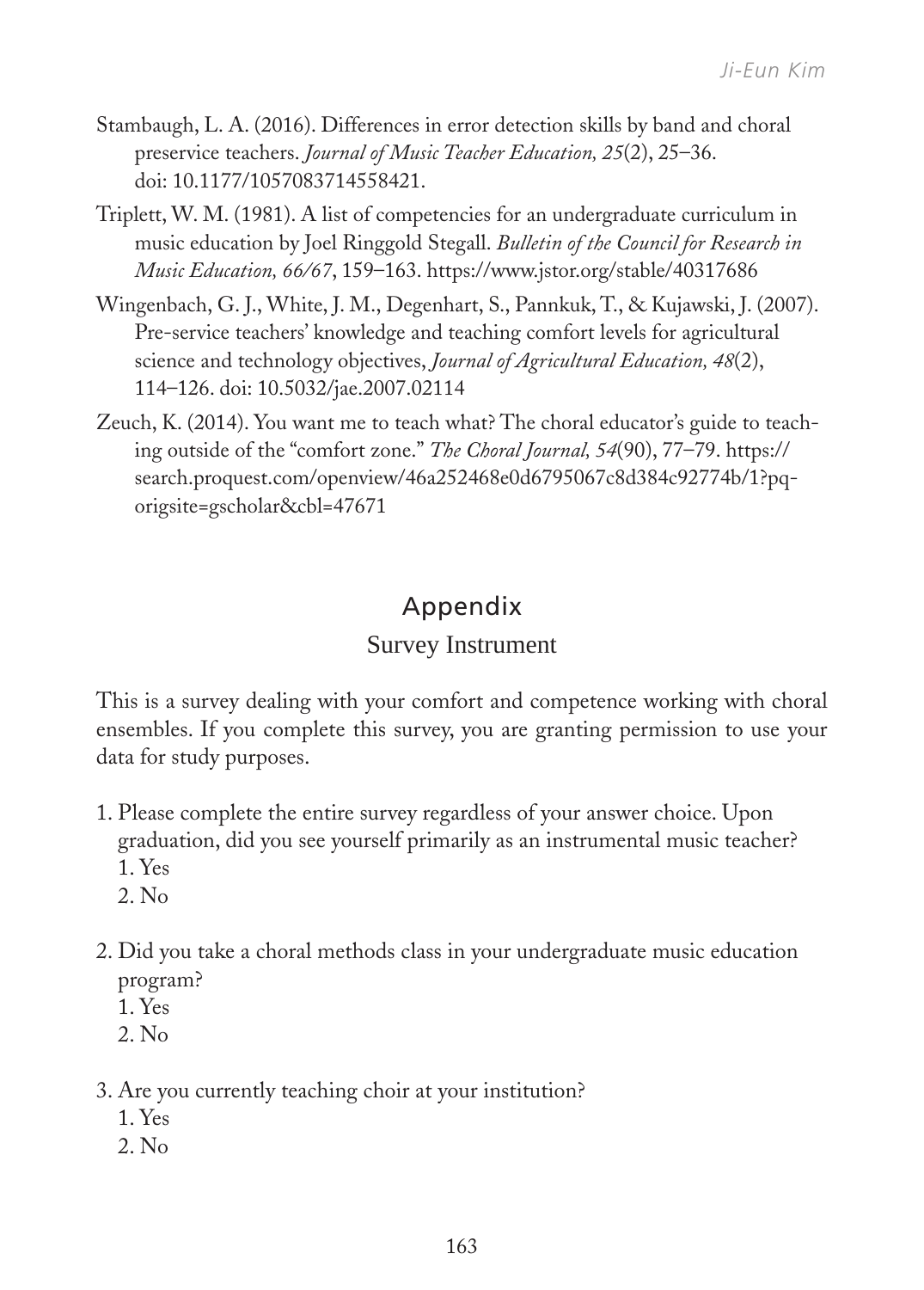Stambaugh, L. A. (2016). Differences in error detection skills by band and choral preservice teachers. *Journal of Music Teacher Education, 25*(2), 25–36. doi: 10.1177/1057083714558421.

Triplett, W. M. (1981). A list of competencies for an undergraduate curriculum in music education by Joel Ringgold Stegall. *Bulletin of the Council for Research in Music Education, 66/67*, 159–163. https://www.jstor.org/stable/40317686

Wingenbach, G. J., White, J. M., Degenhart, S., Pannkuk, T., & Kujawski, J. (2007). Pre-service teachers' knowledge and teaching comfort levels for agricultural science and technology objectives, *Journal of Agricultural Education, 48*(2), 114–126. doi: 10.5032/jae.2007.02114

Zeuch, K. (2014). You want me to teach what? The choral educator's guide to teaching outside of the "comfort zone." *The Choral Journal, 54*(90), 77–79. https://search.proquest.com/openview/46a252468e0d6795067c8d384c92774b/1?pq-origsite=gscholar&cbl=47671

# Appendix

## Survey Instrument

This is a survey dealing with your comfort and competence working with choral ensembles. If you complete this survey, you are granting permission to use your data for study purposes.

1. Please complete the entire survey regardless of your answer choice. Upon graduation, did you see yourself primarily as an instrumental music teacher?
   1. Yes
   2. No

2. Did you take a choral methods class in your undergraduate music education program?
   1. Yes
   2. No

3. Are you currently teaching choir at your institution?
   1. Yes
   2. No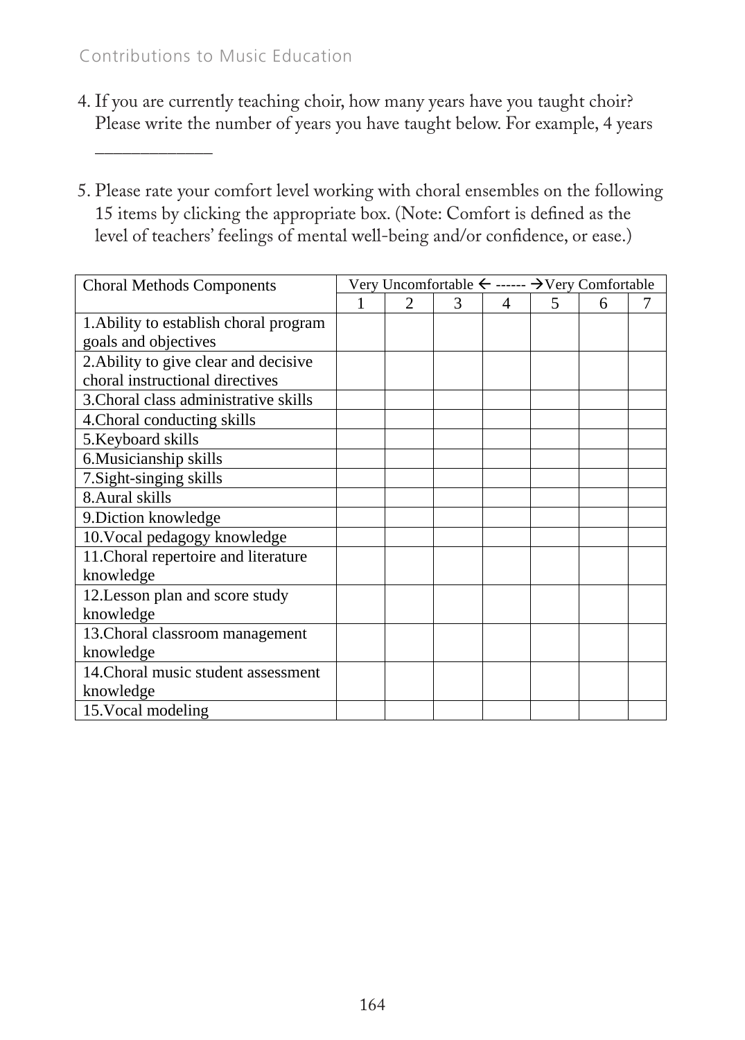4. If you are currently teaching choir, how many years have you taught choir? Please write the number of years you have taught below. For example, 4 years

   ____________

5. Please rate your comfort level working with choral ensembles on the following 15 items by clicking the appropriate box. (Note: Comfort is defined as the level of teachers' feelings of mental well-being and/or confidence, or ease.)

| Choral Methods Components | Very Uncomfortable ← ------ →Very Comfortable | | | | | | |
|---|---|---|---|---|---|---|---|
| | 1 | 2 | 3 | 4 | 5 | 6 | 7 |
| 1.Ability to establish choral program goals and objectives | | | | | | | |
| 2.Ability to give clear and decisive choral instructional directives | | | | | | | |
| 3.Choral class administrative skills | | | | | | | |
| 4.Choral conducting skills | | | | | | | |
| 5.Keyboard skills | | | | | | | |
| 6.Musicianship skills | | | | | | | |
| 7.Sight-singing skills | | | | | | | |
| 8.Aural skills | | | | | | | |
| 9.Diction knowledge | | | | | | | |
| 10.Vocal pedagogy knowledge | | | | | | | |
| 11.Choral repertoire and literature knowledge | | | | | | | |
| 12.Lesson plan and score study knowledge | | | | | | | |
| 13.Choral classroom management knowledge | | | | | | | |
| 14.Choral music student assessment knowledge | | | | | | | |
| 15.Vocal modeling | | | | | | | |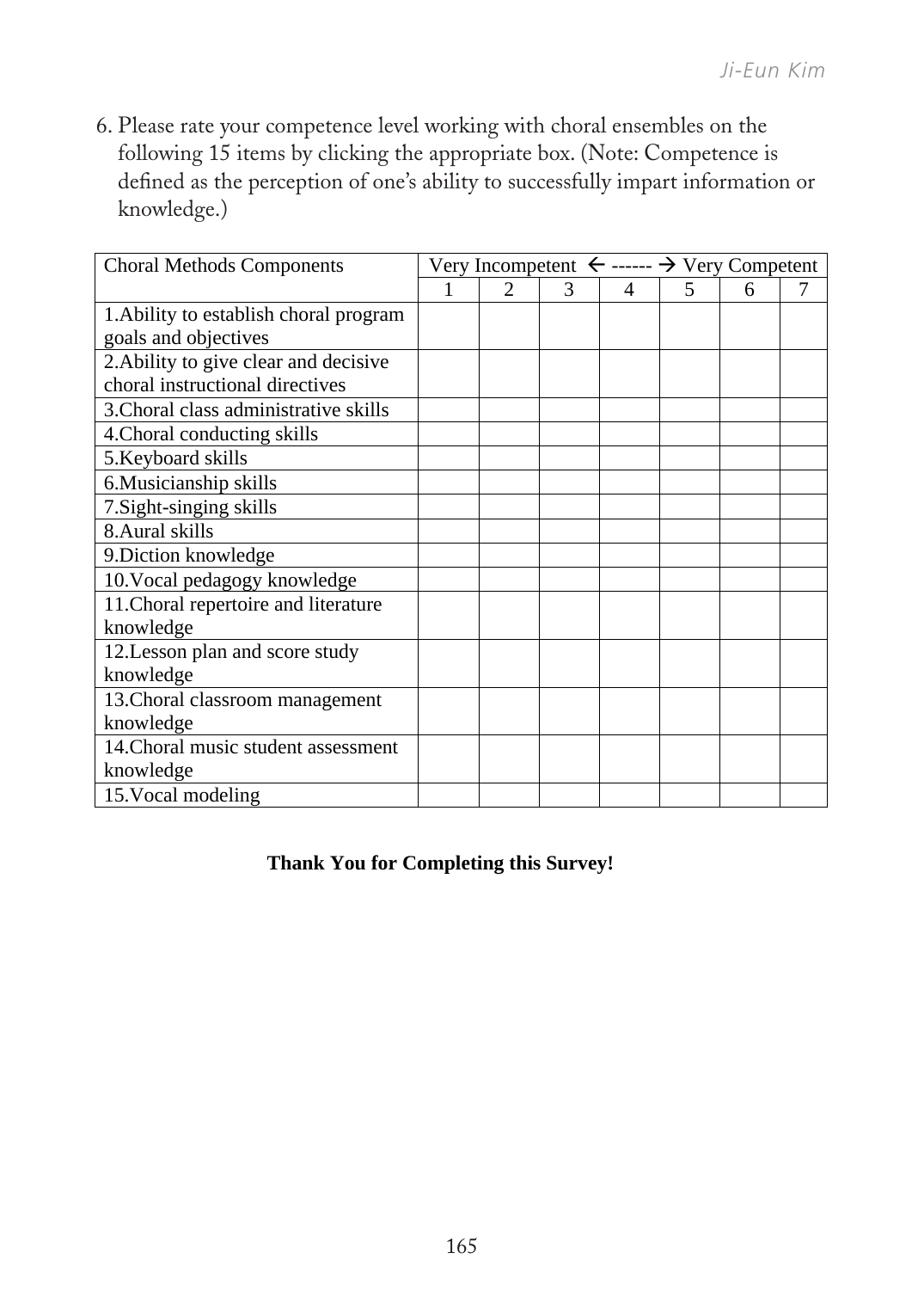6. Please rate your competence level working with choral ensembles on the following 15 items by clicking the appropriate box. (Note: Competence is defined as the perception of one's ability to successfully impart information or knowledge.)

| Choral Methods Components | Very Incompetent ← ------ → Very Competent | | | | | | |
|---|---|---|---|---|---|---|---|
| | 1 | 2 | 3 | 4 | 5 | 6 | 7 |
| 1.Ability to establish choral program goals and objectives | | | | | | | |
| 2.Ability to give clear and decisive choral instructional directives | | | | | | | |
| 3.Choral class administrative skills | | | | | | | |
| 4.Choral conducting skills | | | | | | | |
| 5.Keyboard skills | | | | | | | |
| 6.Musicianship skills | | | | | | | |
| 7.Sight-singing skills | | | | | | | |
| 8.Aural skills | | | | | | | |
| 9.Diction knowledge | | | | | | | |
| 10.Vocal pedagogy knowledge | | | | | | | |
| 11.Choral repertoire and literature knowledge | | | | | | | |
| 12.Lesson plan and score study knowledge | | | | | | | |
| 13.Choral classroom management knowledge | | | | | | | |
| 14.Choral music student assessment knowledge | | | | | | | |
| 15.Vocal modeling | | | | | | | |

**Thank You for Completing this Survey!**